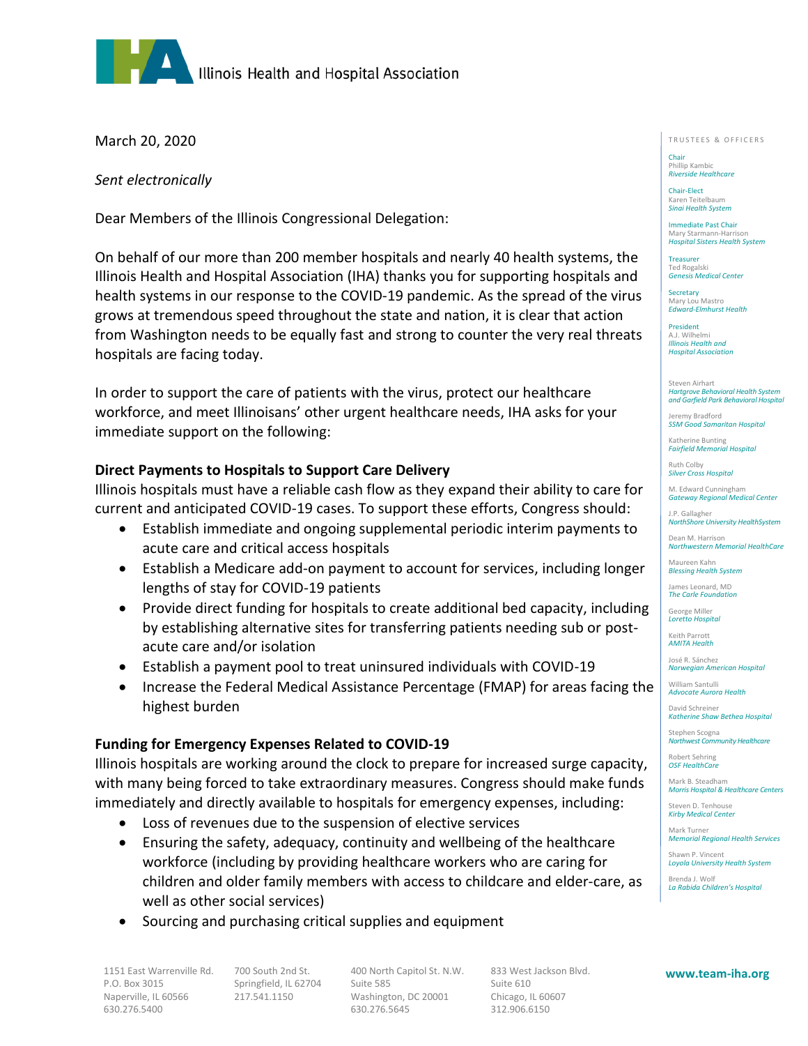Illinois Health and Hospital Association

March 20, 2020

*Sent electronically*

Dear Members of the Illinois Congressional Delegation:

On behalf of our more than 200 member hospitals and nearly 40 health systems, the Illinois Health and Hospital Association (IHA) thanks you for supporting hospitals and health systems in our response to the COVID-19 pandemic. As the spread of the virus grows at tremendous speed throughout the state and nation, it is clear that action from Washington needs to be equally fast and strong to counter the very real threats hospitals are facing today.

In order to support the care of patients with the virus, protect our healthcare workforce, and meet Illinoisans' other urgent healthcare needs, IHA asks for your immediate support on the following:

**Direct Payments to Hospitals to Support Care Delivery**

Illinois hospitals must have a reliable cash flow as they expand their ability to care for current and anticipated COVID-19 cases. To support these efforts, Congress should:

- Establish immediate and ongoing supplemental periodic interim payments to acute care and critical access hospitals
- Establish a Medicare add-on payment to account for services, including longer lengths of stay for COVID-19 patients
- Provide direct funding for hospitals to create additional bed capacity, including by establishing alternative sites for transferring patients needing sub or post-acute care and/or isolation
- Establish a payment pool to treat uninsured individuals with COVID-19
- Increase the Federal Medical Assistance Percentage (FMAP) for areas facing the highest burden

**Funding for Emergency Expenses Related to COVID-19**

Illinois hospitals are working around the clock to prepare for increased surge capacity, with many being forced to take extraordinary measures. Congress should make funds immediately and directly available to hospitals for emergency expenses, including:

- Loss of revenues due to the suspension of elective services
- Ensuring the safety, adequacy, continuity and wellbeing of the healthcare workforce (including by providing healthcare workers who are caring for children and older family members with access to childcare and elder-care, as well as other social services)
- Sourcing and purchasing critical supplies and equipment

TRUSTEES & OFFICERS

Chair
Phillip Kambic
*Riverside Healthcare*

Chair-Elect
Karen Teitelbaum
*Sinai Health System*

Immediate Past Chair
Mary Starmann-Harrison
*Hospital Sisters Health System*

Treasurer
Ted Rogalski
*Genesis Medical Center*

Secretary
Mary Lou Mastro
*Edward-Elmhurst Health*

President
A.J. Wilhelmi
*Illinois Health and Hospital Association*

Steven Airhart
*Hartgrove Behavioral Health System and Garfield Park Behavioral Hospital*

Jeremy Bradford
*SSM Good Samaritan Hospital*

Katherine Bunting
*Fairfield Memorial Hospital*

Ruth Colby
*Silver Cross Hospital*

M. Edward Cunningham
*Gateway Regional Medical Center*

J.P. Gallagher
*NorthShore University HealthSystem*

Dean M. Harrison
*Northwestern Memorial HealthCare*

Maureen Kahn
*Blessing Health System*

James Leonard, MD
*The Carle Foundation*

George Miller
*Loretto Hospital*

Keith Parrott
*AMITA Health*

José R. Sánchez
*Norwegian American Hospital*

William Santulli
*Advocate Aurora Health*

David Schreiner
*Katherine Shaw Bethea Hospital*

Stephen Scogna
*Northwest Community Healthcare*

Robert Sehring
*OSF HealthCare*

Mark B. Steadham
*Morris Hospital & Healthcare Centers*

Steven D. Tenhouse
*Kirby Medical Center*

Mark Turner
*Memorial Regional Health Services*

Shawn P. Vincent
*Loyola University Health System*

Brenda J. Wolf
*La Rabida Children's Hospital*

1151 East Warrenville Rd.
P.O. Box 3015
Naperville, IL 60566
630.276.5400

700 South 2nd St.
Springfield, IL 62704
217.541.1150

400 North Capitol St. N.W.
Suite 585
Washington, DC 20001
630.276.5645

833 West Jackson Blvd.
Suite 610
Chicago, IL 60607
312.906.6150

**www.team-iha.org**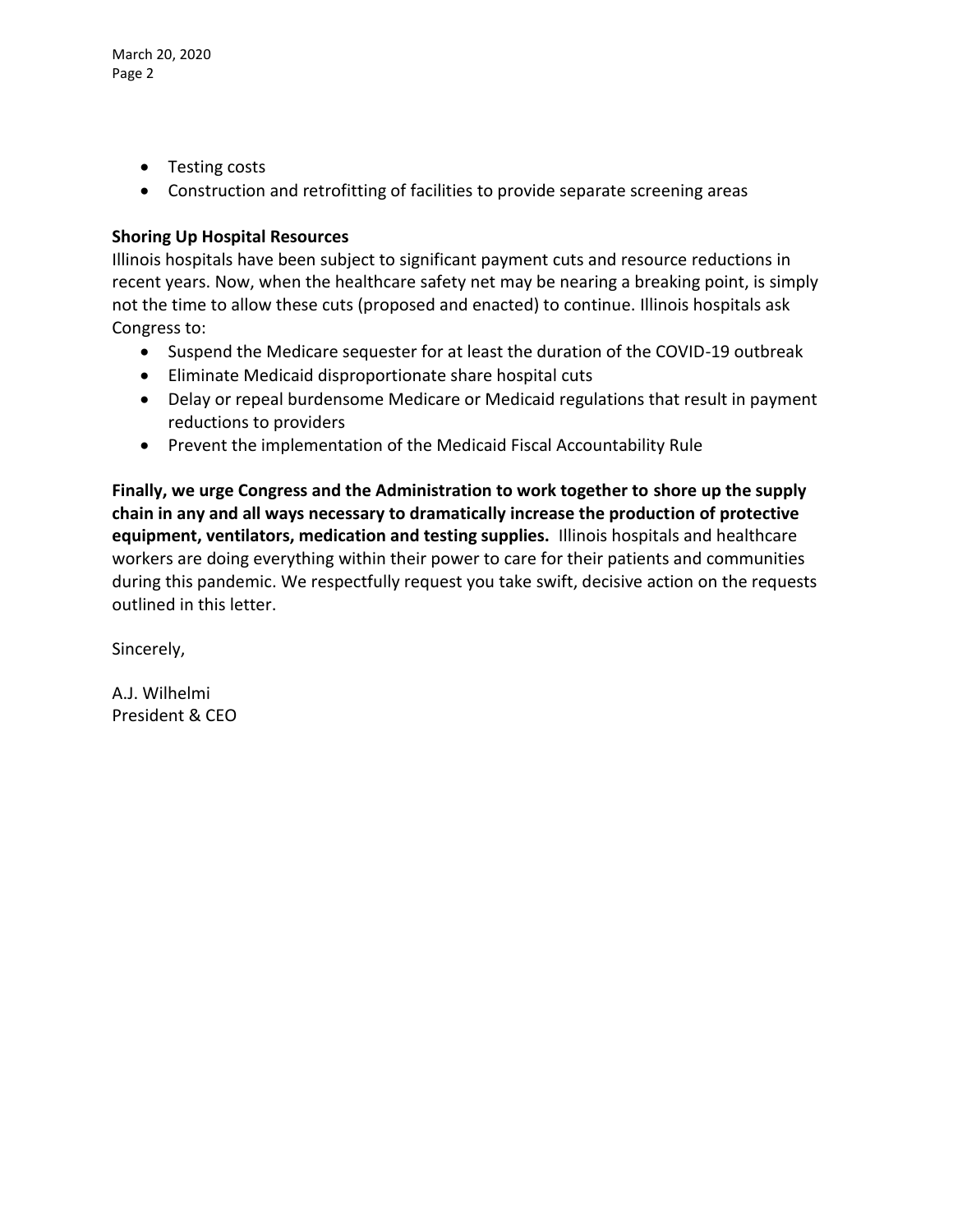- Testing costs
- Construction and retrofitting of facilities to provide separate screening areas

**Shoring Up Hospital Resources**

Illinois hospitals have been subject to significant payment cuts and resource reductions in recent years. Now, when the healthcare safety net may be nearing a breaking point, is simply not the time to allow these cuts (proposed and enacted) to continue. Illinois hospitals ask Congress to:

- Suspend the Medicare sequester for at least the duration of the COVID-19 outbreak
- Eliminate Medicaid disproportionate share hospital cuts
- Delay or repeal burdensome Medicare or Medicaid regulations that result in payment reductions to providers
- Prevent the implementation of the Medicaid Fiscal Accountability Rule

**Finally, we urge Congress and the Administration to work together to shore up the supply chain in any and all ways necessary to dramatically increase the production of protective equipment, ventilators, medication and testing supplies.** Illinois hospitals and healthcare workers are doing everything within their power to care for their patients and communities during this pandemic. We respectfully request you take swift, decisive action on the requests outlined in this letter.

Sincerely,

A.J. Wilhelmi
President & CEO